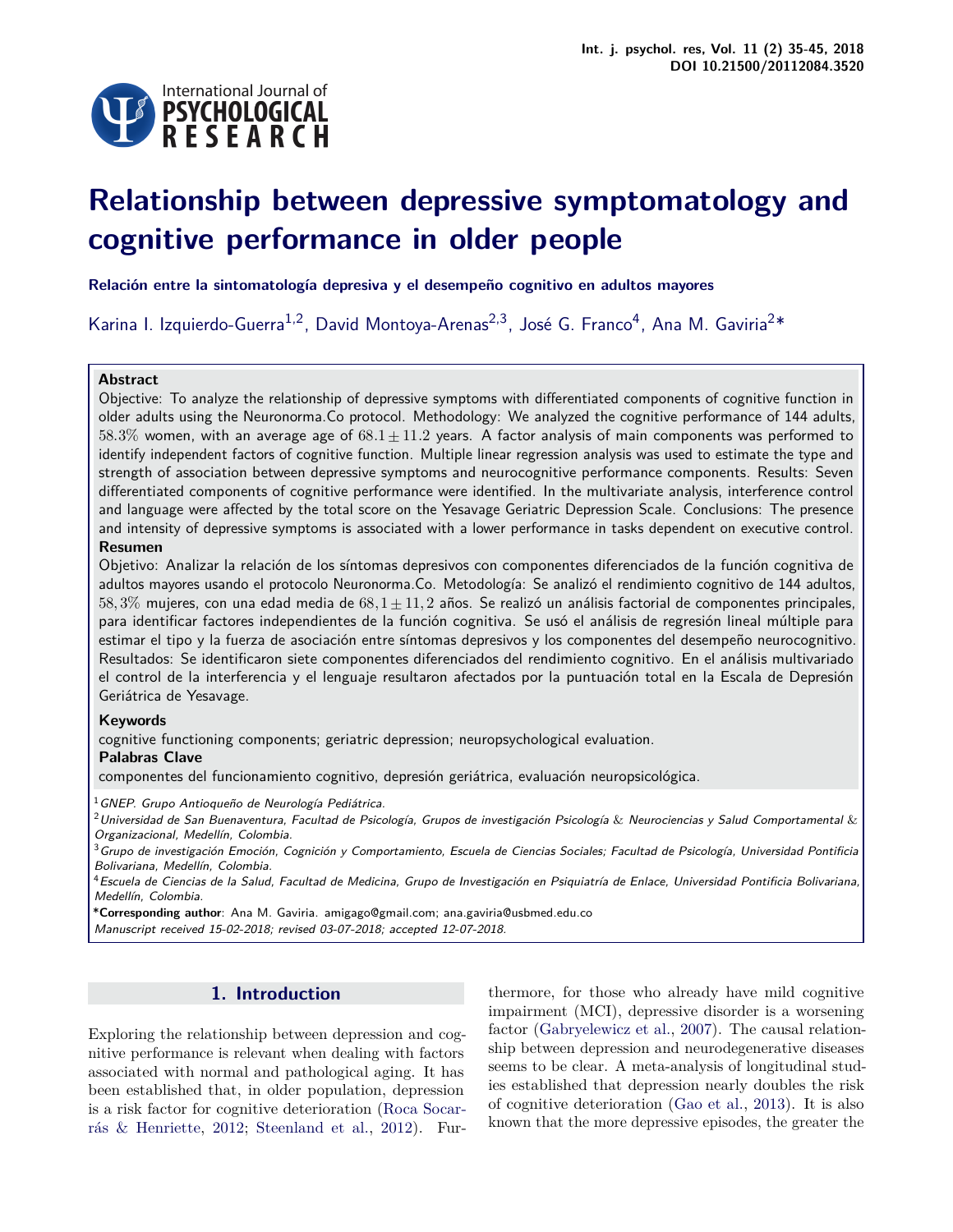# Relationship between depressive symptomatology and cognitive performance in older people

**Relación entre la sintomatología depresiva y el desempeño cognitivo en adultos mayores**

Karina I. Izquierdo-Guerra[1,2], David Montoya-Arenas[2,3], José G. Franco[4], Ana M. Gaviria[2]*

**Abstract**

Objective: To analyze the relationship of depressive symptoms with differentiated components of cognitive function in older adults using the Neuronorma.Co protocol. Methodology: We analyzed the cognitive performance of 144 adults, $58.3\%$ women, with an average age of $68.1 \pm 11.2$ years. A factor analysis of main components was performed to identify independent factors of cognitive function. Multiple linear regression analysis was used to estimate the type and strength of association between depressive symptoms and neurocognitive performance components. Results: Seven differentiated components of cognitive performance were identified. In the multivariate analysis, interference control and language were affected by the total score on the Yesavage Geriatric Depression Scale. Conclusions: The presence and intensity of depressive symptoms is associated with a lower performance in tasks dependent on executive control.

**Resumen**

Objetivo: Analizar la relación de los síntomas depresivos con componentes diferenciados de la función cognitiva de adultos mayores usando el protocolo Neuronorma.Co. Metodología: Se analizó el rendimiento cognitivo de 144 adultos, $58,3\%$ mujeres, con una edad media de $68,1 \pm 11,2$ años. Se realizó un análisis factorial de componentes principales, para identificar factores independientes de la función cognitiva. Se usó el análisis de regresión lineal múltiple para estimar el tipo y la fuerza de asociación entre síntomas depresivos y los componentes del desempeño neurocognitivo. Resultados: Se identificaron siete componentes diferenciados del rendimiento cognitivo. En el análisis multivariado el control de la interferencia y el lenguaje resultaron afectados por la puntuación total en la Escala de Depresión Geriátrica de Yesavage.

**Keywords**

cognitive functioning components; geriatric depression; neuropsychological evaluation.

**Palabras Clave**

componentes del funcionamiento cognitivo, depresión geriátrica, evaluación neuropsicológica.

[1] *GNEP. Grupo Antioqueño de Neurología Pediátrica.*

[2] *Universidad de San Buenaventura, Facultad de Psicología, Grupos de investigación Psicología & Neurociencias y Salud Comportamental & Organizacional, Medellín, Colombia.*

[3] *Grupo de investigación Emoción, Cognición y Comportamiento, Escuela de Ciencias Sociales; Facultad de Psicología, Universidad Pontificia Bolivariana, Medellín, Colombia.*

[4] *Escuela de Ciencias de la Salud, Facultad de Medicina, Grupo de Investigación en Psiquiatría de Enlace, Universidad Pontificia Bolivariana, Medellín, Colombia.*

***Corresponding author**: Ana M. Gaviria. amigago@gmail.com; ana.gaviria@usbmed.edu.co

*Manuscript received 15-02-2018; revised 03-07-2018; accepted 12-07-2018.*

## 1. Introduction

Exploring the relationship between depression and cognitive performance is relevant when dealing with factors associated with normal and pathological aging. It has been established that, in older population, depression is a risk factor for cognitive deterioration (Roca Socarrás & Henriette, 2012; Steenland et al., 2012). Furthermore, for those who already have mild cognitive impairment (MCI), depressive disorder is a worsening factor (Gabryelewicz et al., 2007). The causal relationship between depression and neurodegenerative diseases seems to be clear. A meta-analysis of longitudinal studies established that depression nearly doubles the risk of cognitive deterioration (Gao et al., 2013). It is also known that the more depressive episodes, the greater the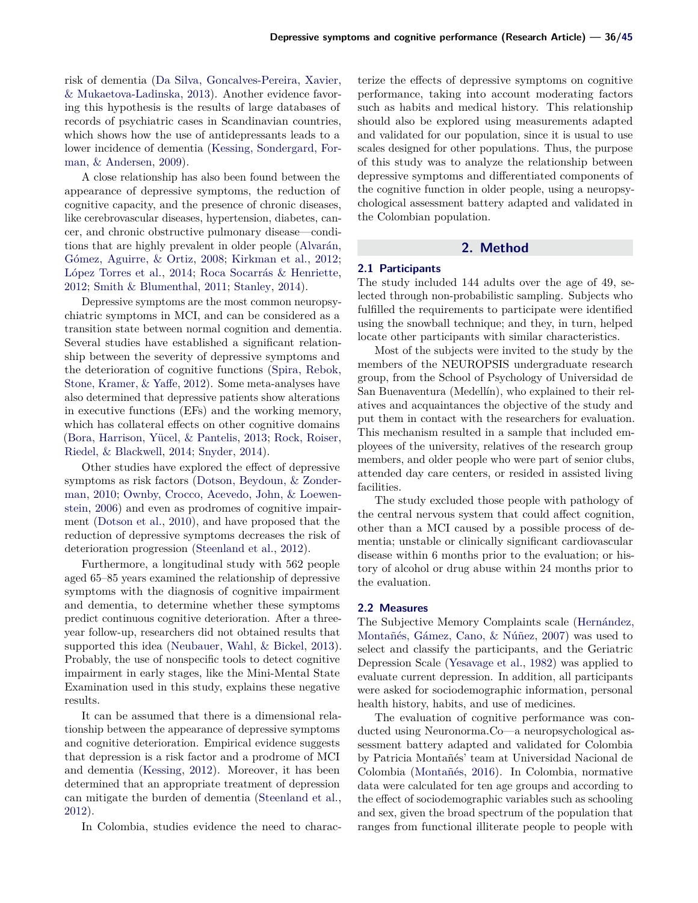risk of dementia (Da Silva, Goncalves-Pereira, Xavier, & Mukaetova-Ladinska, 2013). Another evidence favoring this hypothesis is the results of large databases of records of psychiatric cases in Scandinavian countries, which shows how the use of antidepressants leads to a lower incidence of dementia (Kessing, Sondergard, Forman, & Andersen, 2009).

A close relationship has also been found between the appearance of depressive symptoms, the reduction of cognitive capacity, and the presence of chronic diseases, like cerebrovascular diseases, hypertension, diabetes, cancer, and chronic obstructive pulmonary disease—conditions that are highly prevalent in older people (Alvarán, Gómez, Aguirre, & Ortiz, 2008; Kirkman et al., 2012; López Torres et al., 2014; Roca Socarrás & Henriette, 2012; Smith & Blumenthal, 2011; Stanley, 2014).

Depressive symptoms are the most common neuropsychiatric symptoms in MCI, and can be considered as a transition state between normal cognition and dementia. Several studies have established a significant relationship between the severity of depressive symptoms and the deterioration of cognitive functions (Spira, Rebok, Stone, Kramer, & Yaffe, 2012). Some meta-analyses have also determined that depressive patients show alterations in executive functions (EFs) and the working memory, which has collateral effects on other cognitive domains (Bora, Harrison, Yücel, & Pantelis, 2013; Rock, Roiser, Riedel, & Blackwell, 2014; Snyder, 2014).

Other studies have explored the effect of depressive symptoms as risk factors (Dotson, Beydoun, & Zonderman, 2010; Ownby, Crocco, Acevedo, John, & Loewenstein, 2006) and even as prodromes of cognitive impairment (Dotson et al., 2010), and have proposed that the reduction of depressive symptoms decreases the risk of deterioration progression (Steenland et al., 2012).

Furthermore, a longitudinal study with 562 people aged 65–85 years examined the relationship of depressive symptoms with the diagnosis of cognitive impairment and dementia, to determine whether these symptoms predict continuous cognitive deterioration. After a three-year follow-up, researchers did not obtained results that supported this idea (Neubauer, Wahl, & Bickel, 2013). Probably, the use of nonspecific tools to detect cognitive impairment in early stages, like the Mini-Mental State Examination used in this study, explains these negative results.

It can be assumed that there is a dimensional relationship between the appearance of depressive symptoms and cognitive deterioration. Empirical evidence suggests that depression is a risk factor and a prodrome of MCI and dementia (Kessing, 2012). Moreover, it has been determined that an appropriate treatment of depression can mitigate the burden of dementia (Steenland et al., 2012).

In Colombia, studies evidence the need to characterize the effects of depressive symptoms on cognitive performance, taking into account moderating factors such as habits and medical history. This relationship should also be explored using measurements adapted and validated for our population, since it is usual to use scales designed for other populations. Thus, the purpose of this study was to analyze the relationship between depressive symptoms and differentiated components of the cognitive function in older people, using a neuropsychological assessment battery adapted and validated in the Colombian population.

## 2. Method

### 2.1 Participants

The study included 144 adults over the age of 49, selected through non-probabilistic sampling. Subjects who fulfilled the requirements to participate were identified using the snowball technique; and they, in turn, helped locate other participants with similar characteristics.

Most of the subjects were invited to the study by the members of the NEUROPSIS undergraduate research group, from the School of Psychology of Universidad de San Buenaventura (Medellín), who explained to their relatives and acquaintances the objective of the study and put them in contact with the researchers for evaluation. This mechanism resulted in a sample that included employees of the university, relatives of the research group members, and older people who were part of senior clubs, attended day care centers, or resided in assisted living facilities.

The study excluded those people with pathology of the central nervous system that could affect cognition, other than a MCI caused by a possible process of dementia; unstable or clinically significant cardiovascular disease within 6 months prior to the evaluation; or history of alcohol or drug abuse within 24 months prior to the evaluation.

### 2.2 Measures

The Subjective Memory Complaints scale (Hernández, Montañés, Gámez, Cano, & Núñez, 2007) was used to select and classify the participants, and the Geriatric Depression Scale (Yesavage et al., 1982) was applied to evaluate current depression. In addition, all participants were asked for sociodemographic information, personal health history, habits, and use of medicines.

The evaluation of cognitive performance was conducted using Neuronorma.Co—a neuropsychological assessment battery adapted and validated for Colombia by Patricia Montañés' team at Universidad Nacional de Colombia (Montañés, 2016). In Colombia, normative data were calculated for ten age groups and according to the effect of sociodemographic variables such as schooling and sex, given the broad spectrum of the population that ranges from functional illiterate people to people with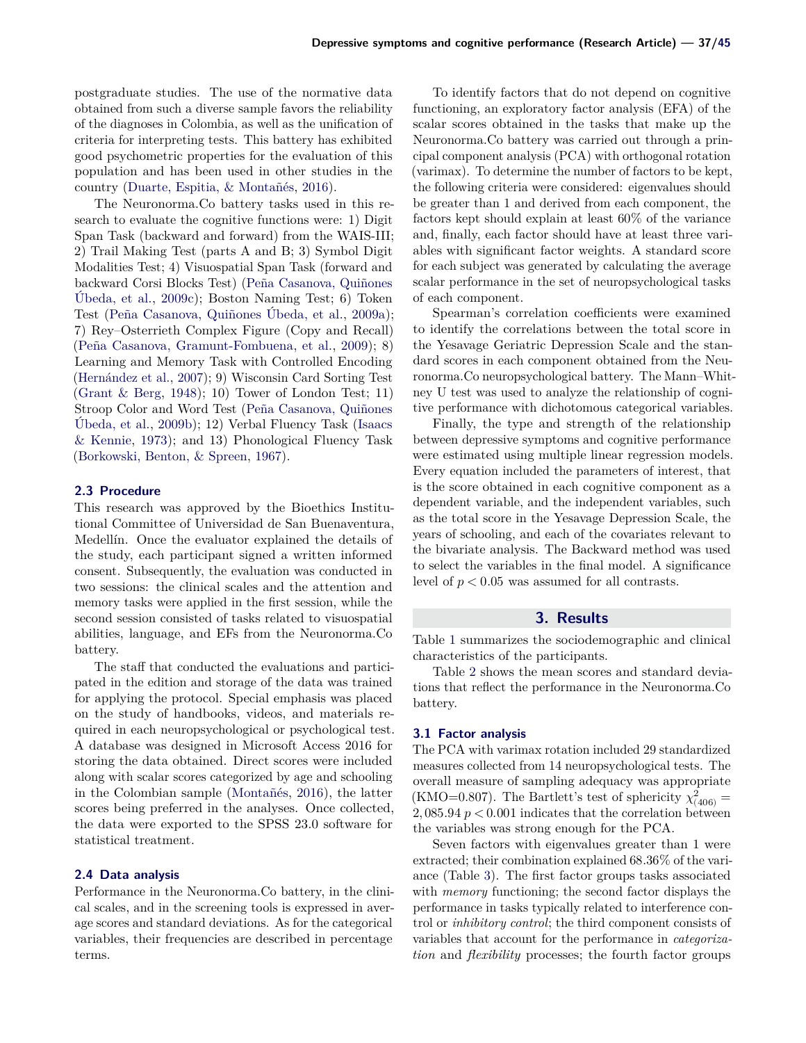postgraduate studies. The use of the normative data obtained from such a diverse sample favors the reliability of the diagnoses in Colombia, as well as the unification of criteria for interpreting tests. This battery has exhibited good psychometric properties for the evaluation of this population and has been used in other studies in the country (Duarte, Espitia, & Montañés, 2016).

The Neuronorma.Co battery tasks used in this research to evaluate the cognitive functions were: 1) Digit Span Task (backward and forward) from the WAIS-III; 2) Trail Making Test (parts A and B; 3) Symbol Digit Modalities Test; 4) Visuospatial Span Task (forward and backward Corsi Blocks Test) (Peña Casanova, Quiñones Úbeda, et al., 2009c); Boston Naming Test; 6) Token Test (Peña Casanova, Quiñones Úbeda, et al., 2009a); 7) Rey–Osterrieth Complex Figure (Copy and Recall) (Peña Casanova, Gramunt-Fombuena, et al., 2009); 8) Learning and Memory Task with Controlled Encoding (Hernández et al., 2007); 9) Wisconsin Card Sorting Test (Grant & Berg, 1948); 10) Tower of London Test; 11) Stroop Color and Word Test (Peña Casanova, Quiñones Úbeda, et al., 2009b); 12) Verbal Fluency Task (Isaacs & Kennie, 1973); and 13) Phonological Fluency Task (Borkowski, Benton, & Spreen, 1967).

### 2.3 Procedure

This research was approved by the Bioethics Institutional Committee of Universidad de San Buenaventura, Medellín. Once the evaluator explained the details of the study, each participant signed a written informed consent. Subsequently, the evaluation was conducted in two sessions: the clinical scales and the attention and memory tasks were applied in the first session, while the second session consisted of tasks related to visuospatial abilities, language, and EFs from the Neuronorma.Co battery.

The staff that conducted the evaluations and participated in the edition and storage of the data was trained for applying the protocol. Special emphasis was placed on the study of handbooks, videos, and materials required in each neuropsychological or psychological test. A database was designed in Microsoft Access 2016 for storing the data obtained. Direct scores were included along with scalar scores categorized by age and schooling in the Colombian sample (Montañés, 2016), the latter scores being preferred in the analyses. Once collected, the data were exported to the SPSS 23.0 software for statistical treatment.

### 2.4 Data analysis

Performance in the Neuronorma.Co battery, in the clinical scales, and in the screening tools is expressed in average scores and standard deviations. As for the categorical variables, their frequencies are described in percentage terms.

To identify factors that do not depend on cognitive functioning, an exploratory factor analysis (EFA) of the scalar scores obtained in the tasks that make up the Neuronorma.Co battery was carried out through a principal component analysis (PCA) with orthogonal rotation (varimax). To determine the number of factors to be kept, the following criteria were considered: eigenvalues should be greater than 1 and derived from each component, the factors kept should explain at least 60% of the variance and, finally, each factor should have at least three variables with significant factor weights. A standard score for each subject was generated by calculating the average scalar performance in the set of neuropsychological tasks of each component.

Spearman's correlation coefficients were examined to identify the correlations between the total score in the Yesavage Geriatric Depression Scale and the standard scores in each component obtained from the Neuronorma.Co neuropsychological battery. The Mann–Whitney U test was used to analyze the relationship of cognitive performance with dichotomous categorical variables.

Finally, the type and strength of the relationship between depressive symptoms and cognitive performance were estimated using multiple linear regression models. Every equation included the parameters of interest, that is the score obtained in each cognitive component as a dependent variable, and the independent variables, such as the total score in the Yesavage Depression Scale, the years of schooling, and each of the covariates relevant to the bivariate analysis. The Backward method was used to select the variables in the final model. A significance level of $p < 0.05$ was assumed for all contrasts.

## 3. Results

Table 1 summarizes the sociodemographic and clinical characteristics of the participants.

Table 2 shows the mean scores and standard deviations that reflect the performance in the Neuronorma.Co battery.

### 3.1 Factor analysis

The PCA with varimax rotation included 29 standardized measures collected from 14 neuropsychological tests. The overall measure of sampling adequacy was appropriate (KMO=0.807). The Bartlett's test of sphericity $\chi^2_{(406)} = 2,085.94$ $p < 0.001$ indicates that the correlation between the variables was strong enough for the PCA.

Seven factors with eigenvalues greater than 1 were extracted; their combination explained 68.36% of the variance (Table 3). The first factor groups tasks associated with *memory* functioning; the second factor displays the performance in tasks typically related to interference control or *inhibitory control*; the third component consists of variables that account for the performance in *categorization* and *flexibility* processes; the fourth factor groups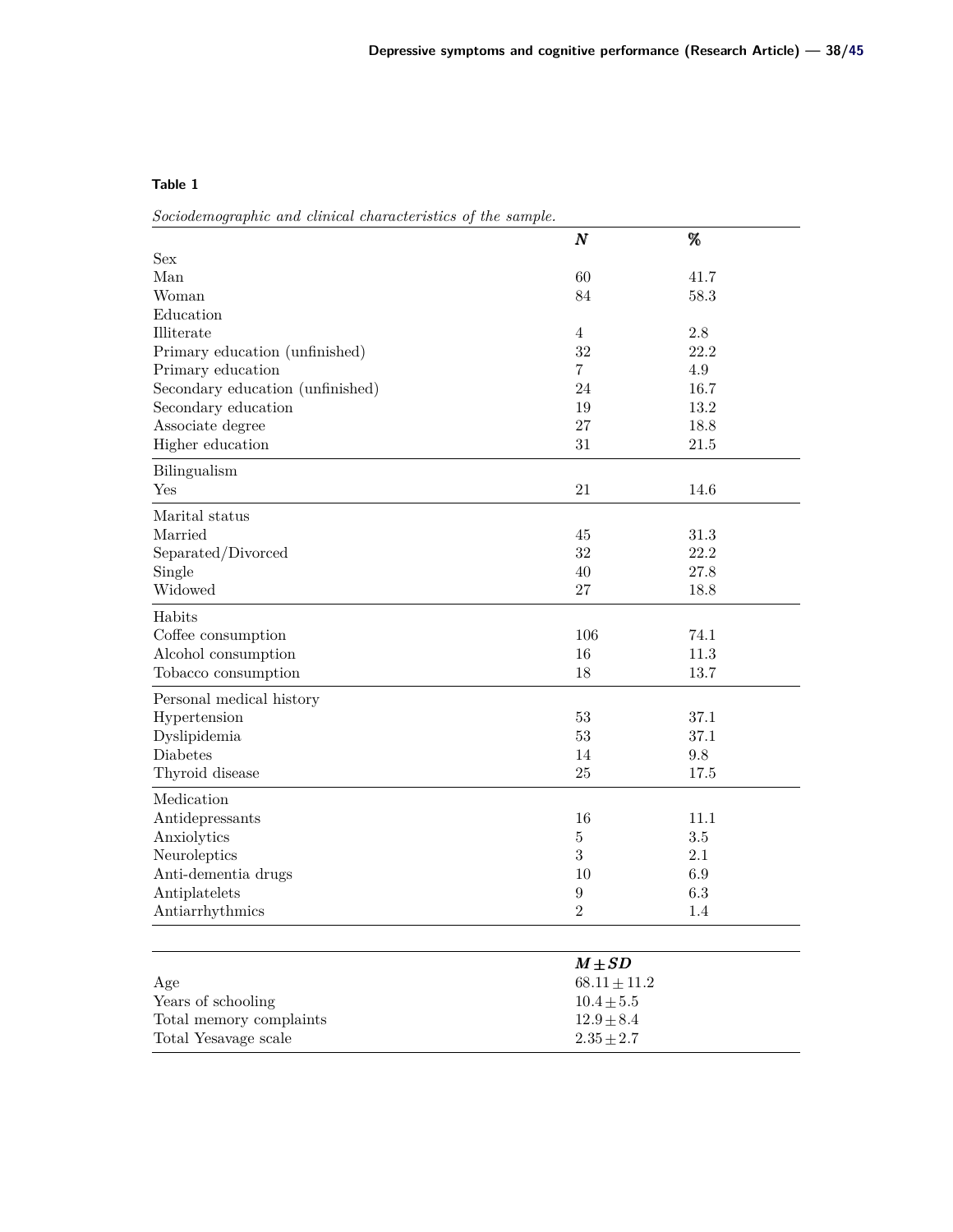**Table 1**

*Sociodemographic and clinical characteristics of the sample.*

| | ***N*** | **%** |
|---|---|---|
| Sex | | |
| Man | 60 | 41.7 |
| Woman | 84 | 58.3 |
| Education | | |
| Illiterate | 4 | 2.8 |
| Primary education (unfinished) | 32 | 22.2 |
| Primary education | 7 | 4.9 |
| Secondary education (unfinished) | 24 | 16.7 |
| Secondary education | 19 | 13.2 |
| Associate degree | 27 | 18.8 |
| Higher education | 31 | 21.5 |
| Bilingualism | | |
| Yes | 21 | 14.6 |
| Marital status | | |
| Married | 45 | 31.3 |
| Separated/Divorced | 32 | 22.2 |
| Single | 40 | 27.8 |
| Widowed | 27 | 18.8 |
| Habits | | |
| Coffee consumption | 106 | 74.1 |
| Alcohol consumption | 16 | 11.3 |
| Tobacco consumption | 18 | 13.7 |
| Personal medical history | | |
| Hypertension | 53 | 37.1 |
| Dyslipidemia | 53 | 37.1 |
| Diabetes | 14 | 9.8 |
| Thyroid disease | 25 | 17.5 |
| Medication | | |
| Antidepressants | 16 | 11.1 |
| Anxiolytics | 5 | 3.5 |
| Neuroleptics | 3 | 2.1 |
| Anti-dementia drugs | 10 | 6.9 |
| Antiplatelets | 9 | 6.3 |
| Antiarrhythmics | 2 | 1.4 |

| | $M \pm SD$ |
|---|---|
| Age | $68.11 \pm 11.2$ |
| Years of schooling | $10.4 \pm 5.5$ |
| Total memory complaints | $12.9 \pm 8.4$ |
| Total Yesavage scale | $2.35 \pm 2.7$ |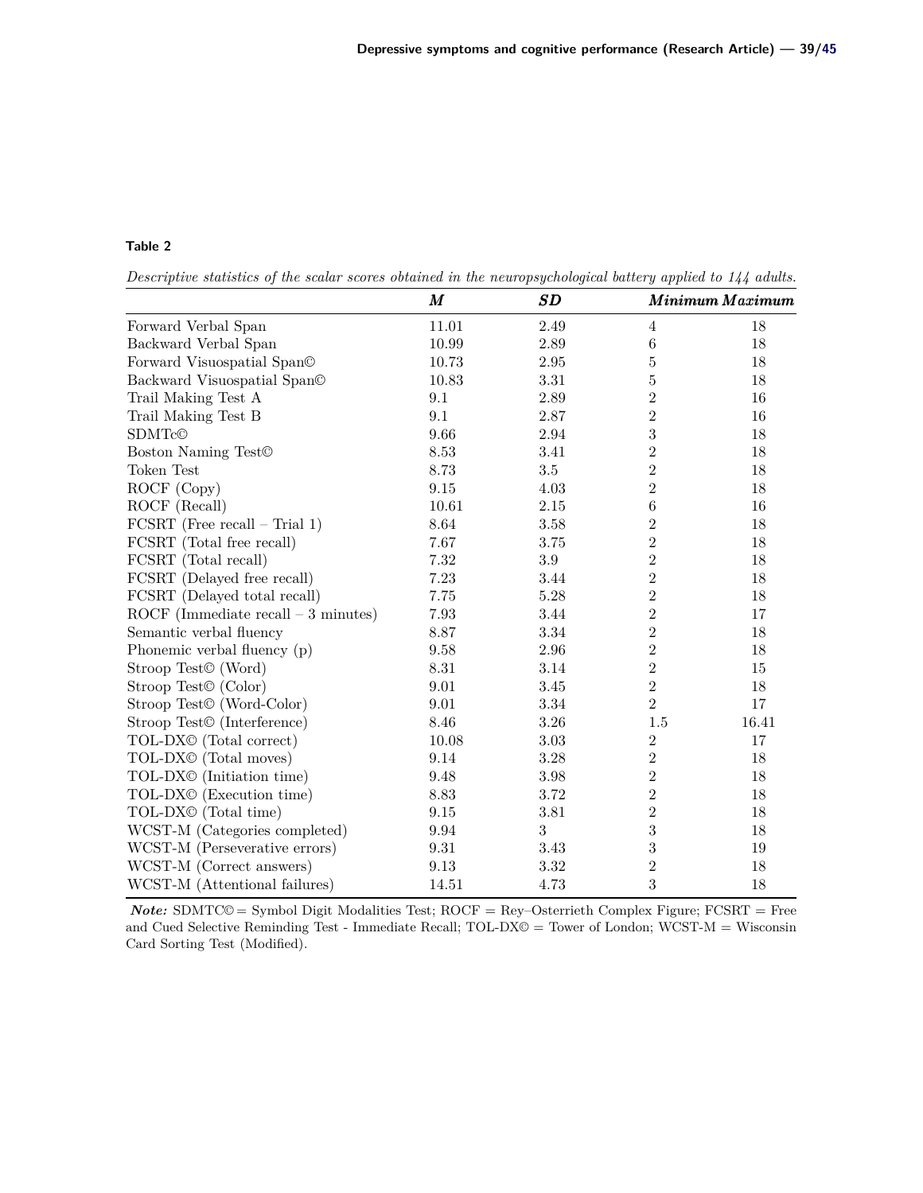**Table 2**

*Descriptive statistics of the scalar scores obtained in the neuropsychological battery applied to 144 adults.*

| | *M* | *SD* | *Minimum* | *Maximum* |
|---|---|---|---|---|
| Forward Verbal Span | 11.01 | 2.49 | 4 | 18 |
| Backward Verbal Span | 10.99 | 2.89 | 6 | 18 |
| Forward Visuospatial Span© | 10.73 | 2.95 | 5 | 18 |
| Backward Visuospatial Span© | 10.83 | 3.31 | 5 | 18 |
| Trail Making Test A | 9.1 | 2.89 | 2 | 16 |
| Trail Making Test B | 9.1 | 2.87 | 2 | 16 |
| SDMTc© | 9.66 | 2.94 | 3 | 18 |
| Boston Naming Test© | 8.53 | 3.41 | 2 | 18 |
| Token Test | 8.73 | 3.5 | 2 | 18 |
| ROCF (Copy) | 9.15 | 4.03 | 2 | 18 |
| ROCF (Recall) | 10.61 | 2.15 | 6 | 16 |
| FCSRT (Free recall – Trial 1) | 8.64 | 3.58 | 2 | 18 |
| FCSRT (Total free recall) | 7.67 | 3.75 | 2 | 18 |
| FCSRT (Total recall) | 7.32 | 3.9 | 2 | 18 |
| FCSRT (Delayed free recall) | 7.23 | 3.44 | 2 | 18 |
| FCSRT (Delayed total recall) | 7.75 | 5.28 | 2 | 18 |
| ROCF (Immediate recall – 3 minutes) | 7.93 | 3.44 | 2 | 17 |
| Semantic verbal fluency | 8.87 | 3.34 | 2 | 18 |
| Phonemic verbal fluency (p) | 9.58 | 2.96 | 2 | 18 |
| Stroop Test© (Word) | 8.31 | 3.14 | 2 | 15 |
| Stroop Test© (Color) | 9.01 | 3.45 | 2 | 18 |
| Stroop Test© (Word-Color) | 9.01 | 3.34 | 2 | 17 |
| Stroop Test© (Interference) | 8.46 | 3.26 | 1.5 | 16.41 |
| TOL-DX© (Total correct) | 10.08 | 3.03 | 2 | 17 |
| TOL-DX© (Total moves) | 9.14 | 3.28 | 2 | 18 |
| TOL-DX© (Initiation time) | 9.48 | 3.98 | 2 | 18 |
| TOL-DX© (Execution time) | 8.83 | 3.72 | 2 | 18 |
| TOL-DX© (Total time) | 9.15 | 3.81 | 2 | 18 |
| WCST-M (Categories completed) | 9.94 | 3 | 3 | 18 |
| WCST-M (Perseverative errors) | 9.31 | 3.43 | 3 | 19 |
| WCST-M (Correct answers) | 9.13 | 3.32 | 2 | 18 |
| WCST-M (Attentional failures) | 14.51 | 4.73 | 3 | 18 |

***Note:*** SDMTC© = Symbol Digit Modalities Test; ROCF = Rey–Osterrieth Complex Figure; FCSRT = Free and Cued Selective Reminding Test - Immediate Recall; TOL-DX© = Tower of London; WCST-M = Wisconsin Card Sorting Test (Modified).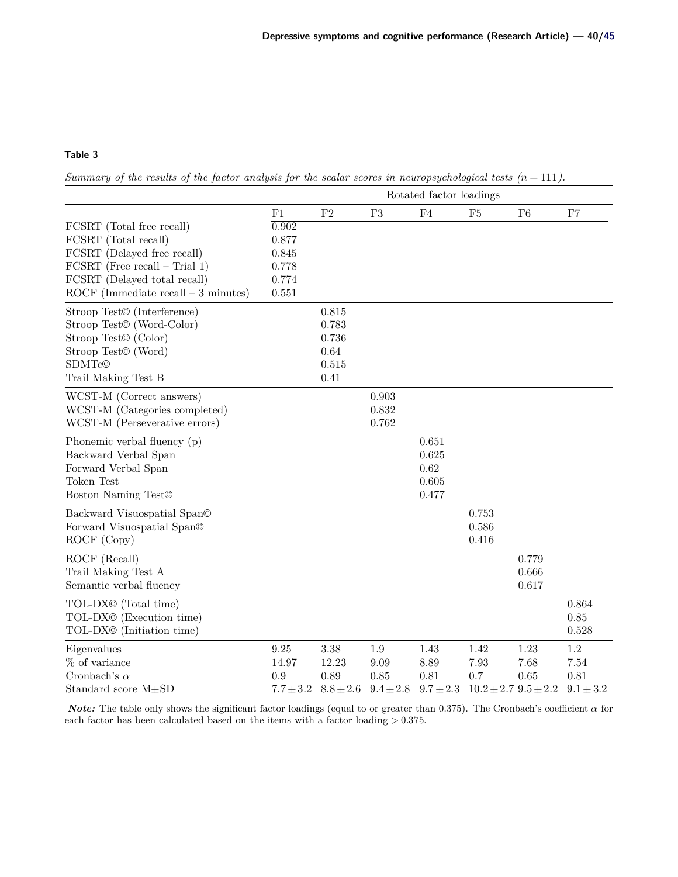**Table 3**

*Summary of the results of the factor analysis for the scalar scores in neuropsychological tests ($n = 111$).*

| | Rotated factor loadings | | | | | | |
|---|---|---|---|---|---|---|---|
| | F1 | F2 | F3 | F4 | F5 | F6 | F7 |
| FCSRT (Total free recall) | 0.902 | | | | | | |
| FCSRT (Total recall) | 0.877 | | | | | | |
| FCSRT (Delayed free recall) | 0.845 | | | | | | |
| FCSRT (Free recall – Trial 1) | 0.778 | | | | | | |
| FCSRT (Delayed total recall) | 0.774 | | | | | | |
| ROCF (Immediate recall – 3 minutes) | 0.551 | | | | | | |
| Stroop Test© (Interference) | | 0.815 | | | | | |
| Stroop Test© (Word-Color) | | 0.783 | | | | | |
| Stroop Test© (Color) | | 0.736 | | | | | |
| Stroop Test© (Word) | | 0.64 | | | | | |
| SDMTc© | | 0.515 | | | | | |
| Trail Making Test B | | 0.41 | | | | | |
| WCST-M (Correct answers) | | | 0.903 | | | | |
| WCST-M (Categories completed) | | | 0.832 | | | | |
| WCST-M (Perseverative errors) | | | 0.762 | | | | |
| Phonemic verbal fluency (p) | | | | 0.651 | | | |
| Backward Verbal Span | | | | 0.625 | | | |
| Forward Verbal Span | | | | 0.62 | | | |
| Token Test | | | | 0.605 | | | |
| Boston Naming Test© | | | | 0.477 | | | |
| Backward Visuospatial Span© | | | | | 0.753 | | |
| Forward Visuospatial Span© | | | | | 0.586 | | |
| ROCF (Copy) | | | | | 0.416 | | |
| ROCF (Recall) | | | | | | 0.779 | |
| Trail Making Test A | | | | | | 0.666 | |
| Semantic verbal fluency | | | | | | 0.617 | |
| TOL-DX© (Total time) | | | | | | | 0.864 |
| TOL-DX© (Execution time) | | | | | | | 0.85 |
| TOL-DX© (Initiation time) | | | | | | | 0.528 |
| Eigenvalues | 9.25 | 3.38 | 1.9 | 1.43 | 1.42 | 1.23 | 1.2 |
| % of variance | 14.97 | 12.23 | 9.09 | 8.89 | 7.93 | 7.68 | 7.54 |
| Cronbach's $\alpha$ | 0.9 | 0.89 | 0.85 | 0.81 | 0.7 | 0.65 | 0.81 |
| Standard score M±SD | $7.7 \pm 3.2$ | $8.8 \pm 2.6$ | $9.4 \pm 2.8$ | $9.7 \pm 2.3$ | $10.2 \pm 2.7$ | $9.5 \pm 2.2$ | $9.1 \pm 3.2$ |

***Note:*** The table only shows the significant factor loadings (equal to or greater than 0.375). The Cronbach's coefficient $\alpha$ for each factor has been calculated based on the items with a factor loading $> 0.375$.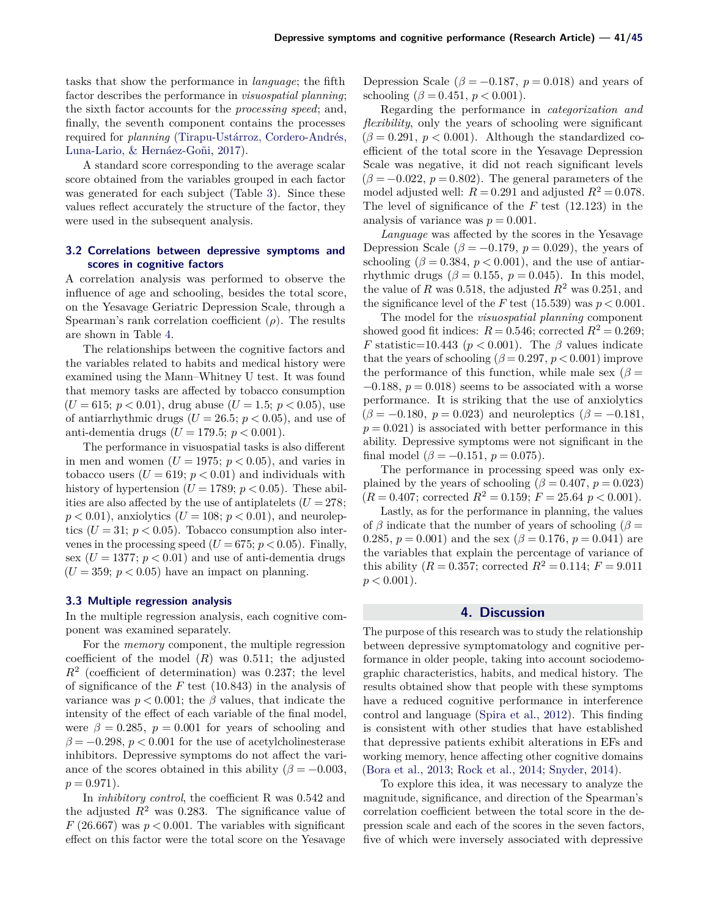tasks that show the performance in *language*; the fifth factor describes the performance in *visuospatial planning*; the sixth factor accounts for the *processing speed*; and, finally, the seventh component contains the processes required for *planning* (Tirapu-Ustárroz, Cordero-Andrés, Luna-Lario, & Hernáez-Goñi, 2017).

A standard score corresponding to the average scalar score obtained from the variables grouped in each factor was generated for each subject (Table 3). Since these values reflect accurately the structure of the factor, they were used in the subsequent analysis.

### 3.2 Correlations between depressive symptoms and scores in cognitive factors

A correlation analysis was performed to observe the influence of age and schooling, besides the total score, on the Yesavage Geriatric Depression Scale, through a Spearman's rank correlation coefficient ($\rho$). The results are shown in Table 4.

The relationships between the cognitive factors and the variables related to habits and medical history were examined using the Mann–Whitney U test. It was found that memory tasks are affected by tobacco consumption ($U = 615$; $p < 0.01$), drug abuse ($U = 1.5$; $p < 0.05$), use of antiarrhythmic drugs ($U = 26.5$; $p < 0.05$), and use of anti-dementia drugs ($U = 179.5$; $p < 0.001$).

The performance in visuospatial tasks is also different in men and women ($U = 1975$; $p < 0.05$), and varies in tobacco users ($U = 619$; $p < 0.01$) and individuals with history of hypertension ($U = 1789$; $p < 0.05$). These abilities are also affected by the use of antiplatelets ($U = 278$; $p < 0.01$), anxiolytics ($U = 108$; $p < 0.01$), and neuroleptics ($U = 31$; $p < 0.05$). Tobacco consumption also intervenes in the processing speed ($U = 675$; $p < 0.05$). Finally, sex ($U = 1377$; $p < 0.01$) and use of anti-dementia drugs ($U = 359$; $p < 0.05$) have an impact on planning.

### 3.3 Multiple regression analysis

In the multiple regression analysis, each cognitive component was examined separately.

For the *memory* component, the multiple regression coefficient of the model ($R$) was 0.511; the adjusted $R^2$ (coefficient of determination) was 0.237; the level of significance of the $F$ test (10.843) in the analysis of variance was $p < 0.001$; the $\beta$ values, that indicate the intensity of the effect of each variable of the final model, were $\beta = 0.285$, $p = 0.001$ for years of schooling and $\beta = -0.298$, $p < 0.001$ for the use of acetylcholinesterase inhibitors. Depressive symptoms do not affect the variance of the scores obtained in this ability ($\beta = -0.003$, $p = 0.971$).

In *inhibitory control*, the coefficient R was 0.542 and the adjusted $R^2$ was 0.283. The significance value of $F$ (26.667) was $p < 0.001$. The variables with significant effect on this factor were the total score on the Yesavage Depression Scale ($\beta = -0.187$, $p = 0.018$) and years of schooling ($\beta = 0.451$, $p < 0.001$).

Regarding the performance in *categorization and flexibility*, only the years of schooling were significant ($\beta = 0.291$, $p < 0.001$). Although the standardized coefficient of the total score in the Yesavage Depression Scale was negative, it did not reach significant levels ($\beta = -0.022$, $p = 0.802$). The general parameters of the model adjusted well: $R = 0.291$ and adjusted $R^2 = 0.078$. The level of significance of the $F$ test (12.123) in the analysis of variance was $p = 0.001$.

*Language* was affected by the scores in the Yesavage Depression Scale ($\beta = -0.179$, $p = 0.029$), the years of schooling ($\beta = 0.384$, $p < 0.001$), and the use of antiarrhythmic drugs ($\beta = 0.155$, $p = 0.045$). In this model, the value of $R$ was 0.518, the adjusted $R^2$ was 0.251, and the significance level of the $F$ test (15.539) was $p < 0.001$.

The model for the *visuospatial planning* component showed good fit indices: $R = 0.546$; corrected $R^2 = 0.269$; $F$ statistic=10.443 ($p < 0.001$). The $\beta$ values indicate that the years of schooling ($\beta = 0.297$, $p < 0.001$) improve the performance of this function, while male sex ($\beta = -0.188$, $p = 0.018$) seems to be associated with a worse performance. It is striking that the use of anxiolytics ($\beta = -0.180$, $p = 0.023$) and neuroleptics ($\beta = -0.181$, $p = 0.021$) is associated with better performance in this ability. Depressive symptoms were not significant in the final model ($\beta = -0.151$, $p = 0.075$).

The performance in processing speed was only explained by the years of schooling ($\beta = 0.407$, $p = 0.023$) ($R = 0.407$; corrected $R^2 = 0.159$; $F = 25.64$ $p < 0.001$).

Lastly, as for the performance in planning, the values of $\beta$ indicate that the number of years of schooling ($\beta = 0.285$, $p = 0.001$) and the sex ($\beta = 0.176$, $p = 0.041$) are the variables that explain the percentage of variance of this ability ($R = 0.357$; corrected $R^2 = 0.114$; $F = 9.011$ $p < 0.001$).

## 4. Discussion

The purpose of this research was to study the relationship between depressive symptomatology and cognitive performance in older people, taking into account sociodemographic characteristics, habits, and medical history. The results obtained show that people with these symptoms have a reduced cognitive performance in interference control and language (Spira et al., 2012). This finding is consistent with other studies that have established that depressive patients exhibit alterations in EFs and working memory, hence affecting other cognitive domains (Bora et al., 2013; Rock et al., 2014; Snyder, 2014).

To explore this idea, it was necessary to analyze the magnitude, significance, and direction of the Spearman's correlation coefficient between the total score in the depression scale and each of the scores in the seven factors, five of which were inversely associated with depressive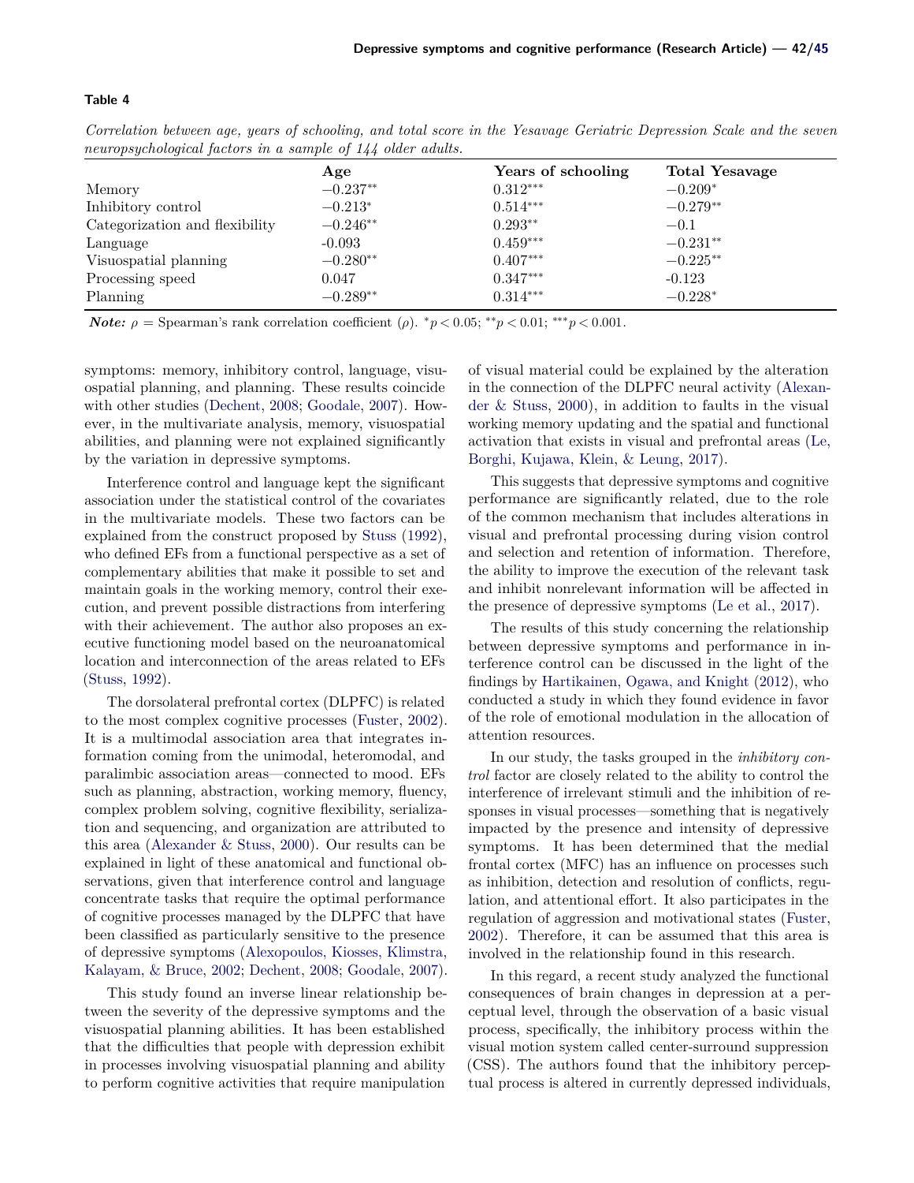**Table 4**

*Correlation between age, years of schooling, and total score in the Yesavage Geriatric Depression Scale and the seven neuropsychological factors in a sample of 144 older adults.*

| | Age | Years of schooling | Total Yesavage |
|---|---|---|---|
| Memory | $-0.237^{**}$ | $0.312^{***}$ | $-0.209^{*}$ |
| Inhibitory control | $-0.213^{*}$ | $0.514^{***}$ | $-0.279^{**}$ |
| Categorization and flexibility | $-0.246^{**}$ | $0.293^{**}$ | $-0.1$ |
| Language | -0.093 | $0.459^{***}$ | $-0.231^{**}$ |
| Visuospatial planning | $-0.280^{**}$ | $0.407^{***}$ | $-0.225^{**}$ |
| Processing speed | 0.047 | $0.347^{***}$ | -0.123 |
| Planning | $-0.289^{**}$ | $0.314^{***}$ | $-0.228^{*}$ |

***Note:*** $\rho$ = Spearman's rank correlation coefficient ($\rho$). $^{*}p < 0.05$; $^{**}p < 0.01$; $^{***}p < 0.001$.

symptoms: memory, inhibitory control, language, visuospatial planning, and planning. These results coincide with other studies (Dechent, 2008; Goodale, 2007). However, in the multivariate analysis, memory, visuospatial abilities, and planning were not explained significantly by the variation in depressive symptoms.

Interference control and language kept the significant association under the statistical control of the covariates in the multivariate models. These two factors can be explained from the construct proposed by Stuss (1992), who defined EFs from a functional perspective as a set of complementary abilities that make it possible to set and maintain goals in the working memory, control their execution, and prevent possible distractions from interfering with their achievement. The author also proposes an executive functioning model based on the neuroanatomical location and interconnection of the areas related to EFs (Stuss, 1992).

The dorsolateral prefrontal cortex (DLPFC) is related to the most complex cognitive processes (Fuster, 2002). It is a multimodal association area that integrates information coming from the unimodal, heteromodal, and paralimbic association areas—connected to mood. EFs such as planning, abstraction, working memory, fluency, complex problem solving, cognitive flexibility, serialization and sequencing, and organization are attributed to this area (Alexander & Stuss, 2000). Our results can be explained in light of these anatomical and functional observations, given that interference control and language concentrate tasks that require the optimal performance of cognitive processes managed by the DLPFC that have been classified as particularly sensitive to the presence of depressive symptoms (Alexopoulos, Kiosses, Klimstra, Kalayam, & Bruce, 2002; Dechent, 2008; Goodale, 2007).

This study found an inverse linear relationship between the severity of the depressive symptoms and the visuospatial planning abilities. It has been established that the difficulties that people with depression exhibit in processes involving visuospatial planning and ability to perform cognitive activities that require manipulation of visual material could be explained by the alteration in the connection of the DLPFC neural activity (Alexander & Stuss, 2000), in addition to faults in the visual working memory updating and the spatial and functional activation that exists in visual and prefrontal areas (Le, Borghi, Kujawa, Klein, & Leung, 2017).

This suggests that depressive symptoms and cognitive performance are significantly related, due to the role of the common mechanism that includes alterations in visual and prefrontal processing during vision control and selection and retention of information. Therefore, the ability to improve the execution of the relevant task and inhibit nonrelevant information will be affected in the presence of depressive symptoms (Le et al., 2017).

The results of this study concerning the relationship between depressive symptoms and performance in interference control can be discussed in the light of the findings by Hartikainen, Ogawa, and Knight (2012), who conducted a study in which they found evidence in favor of the role of emotional modulation in the allocation of attention resources.

In our study, the tasks grouped in the *inhibitory control* factor are closely related to the ability to control the interference of irrelevant stimuli and the inhibition of responses in visual processes—something that is negatively impacted by the presence and intensity of depressive symptoms. It has been determined that the medial frontal cortex (MFC) has an influence on processes such as inhibition, detection and resolution of conflicts, regulation, and attentional effort. It also participates in the regulation of aggression and motivational states (Fuster, 2002). Therefore, it can be assumed that this area is involved in the relationship found in this research.

In this regard, a recent study analyzed the functional consequences of brain changes in depression at a perceptual level, through the observation of a basic visual process, specifically, the inhibitory process within the visual motion system called center-surround suppression (CSS). The authors found that the inhibitory perceptual process is altered in currently depressed individuals,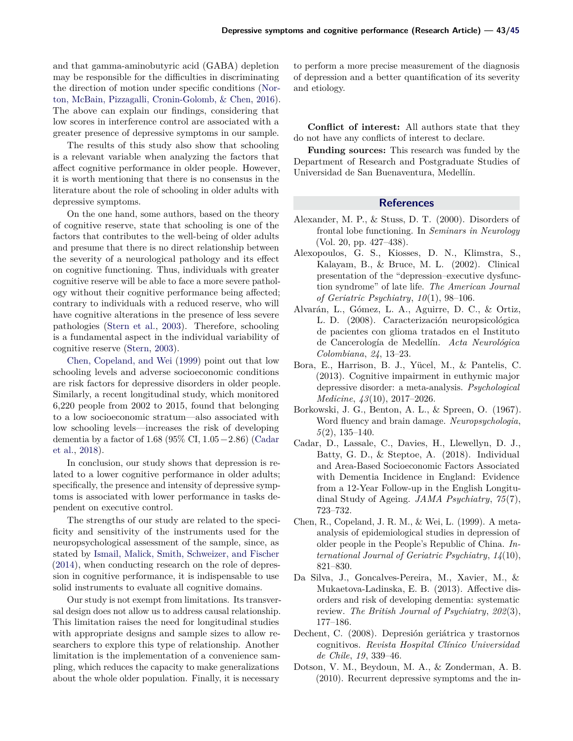and that gamma-aminobutyric acid (GABA) depletion may be responsible for the difficulties in discriminating the direction of motion under specific conditions (Norton, McBain, Pizzagalli, Cronin-Golomb, & Chen, 2016). The above can explain our findings, considering that low scores in interference control are associated with a greater presence of depressive symptoms in our sample.

The results of this study also show that schooling is a relevant variable when analyzing the factors that affect cognitive performance in older people. However, it is worth mentioning that there is no consensus in the literature about the role of schooling in older adults with depressive symptoms.

On the one hand, some authors, based on the theory of cognitive reserve, state that schooling is one of the factors that contributes to the well-being of older adults and presume that there is no direct relationship between the severity of a neurological pathology and its effect on cognitive functioning. Thus, individuals with greater cognitive reserve will be able to face a more severe pathology without their cognitive performance being affected; contrary to individuals with a reduced reserve, who will have cognitive alterations in the presence of less severe pathologies (Stern et al., 2003). Therefore, schooling is a fundamental aspect in the individual variability of cognitive reserve (Stern, 2003).

Chen, Copeland, and Wei (1999) point out that low schooling levels and adverse socioeconomic conditions are risk factors for depressive disorders in older people. Similarly, a recent longitudinal study, which monitored 6,220 people from 2002 to 2015, found that belonging to a low socioeconomic stratum—also associated with low schooling levels—increases the risk of developing dementia by a factor of 1.68 (95% CI, $1.05 - 2.86$) (Cadar et al., 2018).

In conclusion, our study shows that depression is related to a lower cognitive performance in older adults; specifically, the presence and intensity of depressive symptoms is associated with lower performance in tasks dependent on executive control.

The strengths of our study are related to the specificity and sensitivity of the instruments used for the neuropsychological assessment of the sample, since, as stated by Ismail, Malick, Smith, Schweizer, and Fischer (2014), when conducting research on the role of depression in cognitive performance, it is indispensable to use solid instruments to evaluate all cognitive domains.

Our study is not exempt from limitations. Its transversal design does not allow us to address causal relationship. This limitation raises the need for longitudinal studies with appropriate designs and sample sizes to allow researchers to explore this type of relationship. Another limitation is the implementation of a convenience sampling, which reduces the capacity to make generalizations about the whole older population. Finally, it is necessary to perform a more precise measurement of the diagnosis of depression and a better quantification of its severity and etiology.

**Conflict of interest:** All authors state that they do not have any conflicts of interest to declare.

**Funding sources:** This research was funded by the Department of Research and Postgraduate Studies of Universidad de San Buenaventura, Medellín.

## References

Alexander, M. P., & Stuss, D. T. (2000). Disorders of frontal lobe functioning. In *Seminars in Neurology* (Vol. 20, pp. 427–438).

Alexopoulos, G. S., Kiosses, D. N., Klimstra, S., Kalayam, B., & Bruce, M. L. (2002). Clinical presentation of the "depression–executive dysfunction syndrome" of late life. *The American Journal of Geriatric Psychiatry*, *10*(1), 98–106.

Alvarán, L., Gómez, L. A., Aguirre, D. C., & Ortiz, L. D. (2008). Caracterización neuropsicológica de pacientes con glioma tratados en el Instituto de Cancerología de Medellín. *Acta Neurológica Colombiana*, *24*, 13–23.

Bora, E., Harrison, B. J., Yücel, M., & Pantelis, C. (2013). Cognitive impairment in euthymic major depressive disorder: a meta-analysis. *Psychological Medicine*, *43*(10), 2017–2026.

Borkowski, J. G., Benton, A. L., & Spreen, O. (1967). Word fluency and brain damage. *Neuropsychologia*, *5*(2), 135–140.

Cadar, D., Lassale, C., Davies, H., Llewellyn, D. J., Batty, G. D., & Steptoe, A. (2018). Individual and Area-Based Socioeconomic Factors Associated with Dementia Incidence in England: Evidence from a 12-Year Follow-up in the English Longitudinal Study of Ageing. *JAMA Psychiatry*, *75*(7), 723–732.

Chen, R., Copeland, J. R. M., & Wei, L. (1999). A meta-analysis of epidemiological studies in depression of older people in the People's Republic of China. *International Journal of Geriatric Psychiatry*, *14*(10), 821–830.

Da Silva, J., Goncalves-Pereira, M., Xavier, M., & Mukaetova-Ladinska, E. B. (2013). Affective disorders and risk of developing dementia: systematic review. *The British Journal of Psychiatry*, *202*(3), 177–186.

Dechent, C. (2008). Depresión geriátrica y trastornos cognitivos. *Revista Hospital Clínico Universidad de Chile*, *19*, 339–46.

Dotson, V. M., Beydoun, M. A., & Zonderman, A. B. (2010). Recurrent depressive symptoms and the in-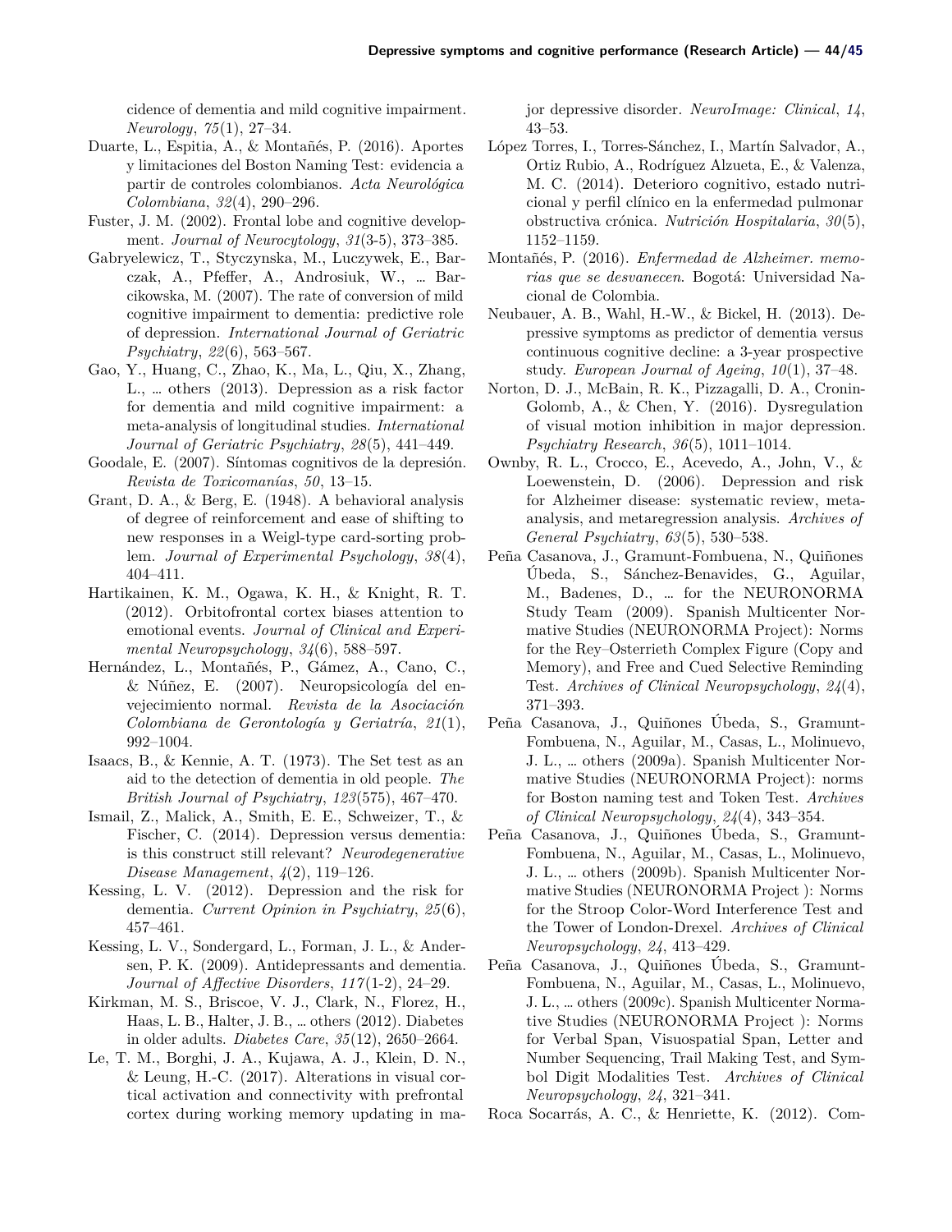cidence of dementia and mild cognitive impairment. *Neurology*, *75*(1), 27–34.

Duarte, L., Espitia, A., & Montañés, P. (2016). Aportes y limitaciones del Boston Naming Test: evidencia a partir de controles colombianos. *Acta Neurológica Colombiana*, *32*(4), 290–296.

Fuster, J. M. (2002). Frontal lobe and cognitive development. *Journal of Neurocytology*, *31*(3-5), 373–385.

Gabryelewicz, T., Styczynska, M., Luczywek, E., Barczak, A., Pfeffer, A., Androsiuk, W., … Barcikowska, M. (2007). The rate of conversion of mild cognitive impairment to dementia: predictive role of depression. *International Journal of Geriatric Psychiatry*, *22*(6), 563–567.

Gao, Y., Huang, C., Zhao, K., Ma, L., Qiu, X., Zhang, L., … others (2013). Depression as a risk factor for dementia and mild cognitive impairment: a meta-analysis of longitudinal studies. *International Journal of Geriatric Psychiatry*, *28*(5), 441–449.

Goodale, E. (2007). Síntomas cognitivos de la depresión. *Revista de Toxicomanías*, *50*, 13–15.

Grant, D. A., & Berg, E. (1948). A behavioral analysis of degree of reinforcement and ease of shifting to new responses in a Weigl-type card-sorting problem. *Journal of Experimental Psychology*, *38*(4), 404–411.

Hartikainen, K. M., Ogawa, K. H., & Knight, R. T. (2012). Orbitofrontal cortex biases attention to emotional events. *Journal of Clinical and Experimental Neuropsychology*, *34*(6), 588–597.

Hernández, L., Montañés, P., Gámez, A., Cano, C., & Núñez, E. (2007). Neuropsicología del envejecimiento normal. *Revista de la Asociación Colombiana de Gerontología y Geriatría*, *21*(1), 992–1004.

Isaacs, B., & Kennie, A. T. (1973). The Set test as an aid to the detection of dementia in old people. *The British Journal of Psychiatry*, *123*(575), 467–470.

Ismail, Z., Malick, A., Smith, E. E., Schweizer, T., & Fischer, C. (2014). Depression versus dementia: is this construct still relevant? *Neurodegenerative Disease Management*, *4*(2), 119–126.

Kessing, L. V. (2012). Depression and the risk for dementia. *Current Opinion in Psychiatry*, *25*(6), 457–461.

Kessing, L. V., Sondergard, L., Forman, J. L., & Andersen, P. K. (2009). Antidepressants and dementia. *Journal of Affective Disorders*, *117*(1-2), 24–29.

Kirkman, M. S., Briscoe, V. J., Clark, N., Florez, H., Haas, L. B., Halter, J. B., … others (2012). Diabetes in older adults. *Diabetes Care*, *35*(12), 2650–2664.

Le, T. M., Borghi, J. A., Kujawa, A. J., Klein, D. N., & Leung, H.-C. (2017). Alterations in visual cortical activation and connectivity with prefrontal cortex during working memory updating in major depressive disorder. *NeuroImage: Clinical*, *14*, 43–53.

López Torres, I., Torres-Sánchez, I., Martín Salvador, A., Ortiz Rubio, A., Rodríguez Alzueta, E., & Valenza, M. C. (2014). Deterioro cognitivo, estado nutricional y perfil clínico en la enfermedad pulmonar obstructiva crónica. *Nutrición Hospitalaria*, *30*(5), 1152–1159.

Montañés, P. (2016). *Enfermedad de Alzheimer. memorias que se desvanecen*. Bogotá: Universidad Nacional de Colombia.

Neubauer, A. B., Wahl, H.-W., & Bickel, H. (2013). Depressive symptoms as predictor of dementia versus continuous cognitive decline: a 3-year prospective study. *European Journal of Ageing*, *10*(1), 37–48.

Norton, D. J., McBain, R. K., Pizzagalli, D. A., Cronin-Golomb, A., & Chen, Y. (2016). Dysregulation of visual motion inhibition in major depression. *Psychiatry Research*, *36*(5), 1011–1014.

Ownby, R. L., Crocco, E., Acevedo, A., John, V., & Loewenstein, D. (2006). Depression and risk for Alzheimer disease: systematic review, meta-analysis, and metaregression analysis. *Archives of General Psychiatry*, *63*(5), 530–538.

Peña Casanova, J., Gramunt-Fombuena, N., Quiñones Úbeda, S., Sánchez-Benavides, G., Aguilar, M., Badenes, D., … for the NEURONORMA Study Team (2009). Spanish Multicenter Normative Studies (NEURONORMA Project): Norms for the Rey–Osterrieth Complex Figure (Copy and Memory), and Free and Cued Selective Reminding Test. *Archives of Clinical Neuropsychology*, *24*(4), 371–393.

Peña Casanova, J., Quiñones Úbeda, S., Gramunt-Fombuena, N., Aguilar, M., Casas, L., Molinuevo, J. L., … others (2009a). Spanish Multicenter Normative Studies (NEURONORMA Project): norms for Boston naming test and Token Test. *Archives of Clinical Neuropsychology*, *24*(4), 343–354.

Peña Casanova, J., Quiñones Úbeda, S., Gramunt-Fombuena, N., Aguilar, M., Casas, L., Molinuevo, J. L., … others (2009b). Spanish Multicenter Normative Studies (NEURONORMA Project ): Norms for the Stroop Color-Word Interference Test and the Tower of London-Drexel. *Archives of Clinical Neuropsychology*, *24*, 413–429.

Peña Casanova, J., Quiñones Úbeda, S., Gramunt-Fombuena, N., Aguilar, M., Casas, L., Molinuevo, J. L., … others (2009c). Spanish Multicenter Normative Studies (NEURONORMA Project ): Norms for Verbal Span, Visuospatial Span, Letter and Number Sequencing, Trail Making Test, and Symbol Digit Modalities Test. *Archives of Clinical Neuropsychology*, *24*, 321–341.

Roca Socarrás, A. C., & Henriette, K. (2012). Com-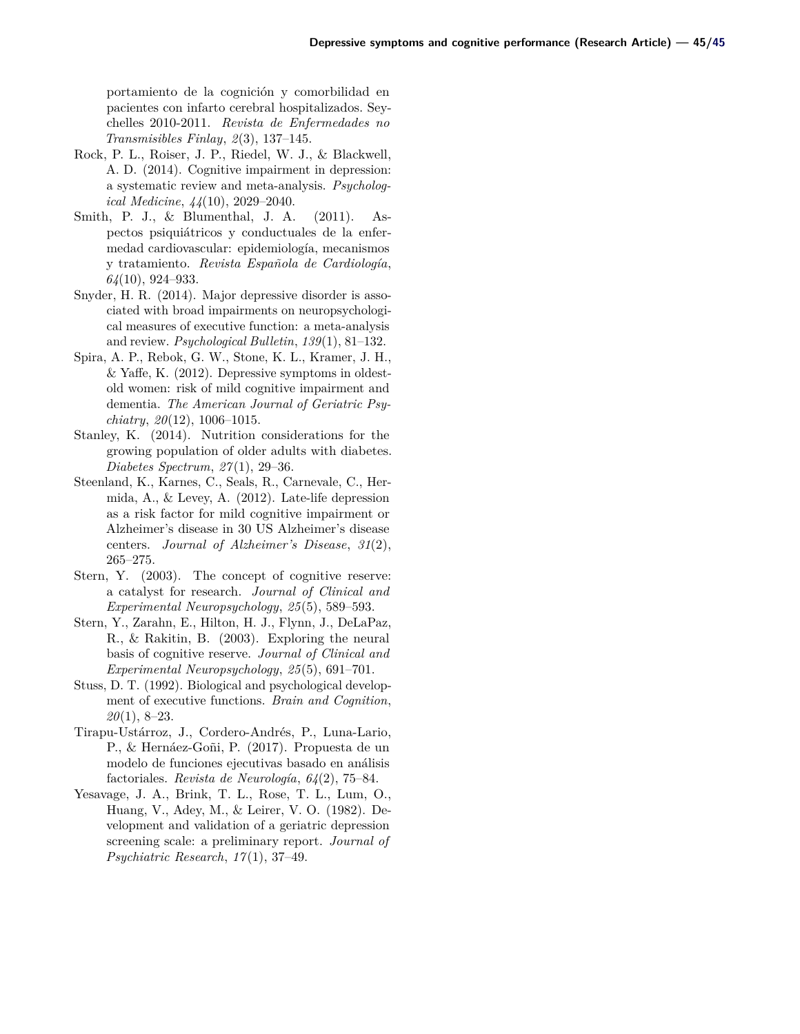portamiento de la cognición y comorbilidad en pacientes con infarto cerebral hospitalizados. Seychelles 2010-2011. *Revista de Enfermedades no Transmisibles Finlay*, *2*(3), 137–145.

Rock, P. L., Roiser, J. P., Riedel, W. J., & Blackwell, A. D. (2014). Cognitive impairment in depression: a systematic review and meta-analysis. *Psychological Medicine*, *44*(10), 2029–2040.

Smith, P. J., & Blumenthal, J. A. (2011). Aspectos psiquiátricos y conductuales de la enfermedad cardiovascular: epidemiología, mecanismos y tratamiento. *Revista Española de Cardiología*, *64*(10), 924–933.

Snyder, H. R. (2014). Major depressive disorder is associated with broad impairments on neuropsychological measures of executive function: a meta-analysis and review. *Psychological Bulletin*, *139*(1), 81–132.

Spira, A. P., Rebok, G. W., Stone, K. L., Kramer, J. H., & Yaffe, K. (2012). Depressive symptoms in oldest-old women: risk of mild cognitive impairment and dementia. *The American Journal of Geriatric Psychiatry*, *20*(12), 1006–1015.

Stanley, K. (2014). Nutrition considerations for the growing population of older adults with diabetes. *Diabetes Spectrum*, *27*(1), 29–36.

Steenland, K., Karnes, C., Seals, R., Carnevale, C., Hermida, A., & Levey, A. (2012). Late-life depression as a risk factor for mild cognitive impairment or Alzheimer's disease in 30 US Alzheimer's disease centers. *Journal of Alzheimer's Disease*, *31*(2), 265–275.

Stern, Y. (2003). The concept of cognitive reserve: a catalyst for research. *Journal of Clinical and Experimental Neuropsychology*, *25*(5), 589–593.

Stern, Y., Zarahn, E., Hilton, H. J., Flynn, J., DeLaPaz, R., & Rakitin, B. (2003). Exploring the neural basis of cognitive reserve. *Journal of Clinical and Experimental Neuropsychology*, *25*(5), 691–701.

Stuss, D. T. (1992). Biological and psychological development of executive functions. *Brain and Cognition*, *20*(1), 8–23.

Tirapu-Ustárroz, J., Cordero-Andrés, P., Luna-Lario, P., & Hernáez-Goñi, P. (2017). Propuesta de un modelo de funciones ejecutivas basado en análisis factoriales. *Revista de Neurología*, *64*(2), 75–84.

Yesavage, J. A., Brink, T. L., Rose, T. L., Lum, O., Huang, V., Adey, M., & Leirer, V. O. (1982). Development and validation of a geriatric depression screening scale: a preliminary report. *Journal of Psychiatric Research*, *17*(1), 37–49.